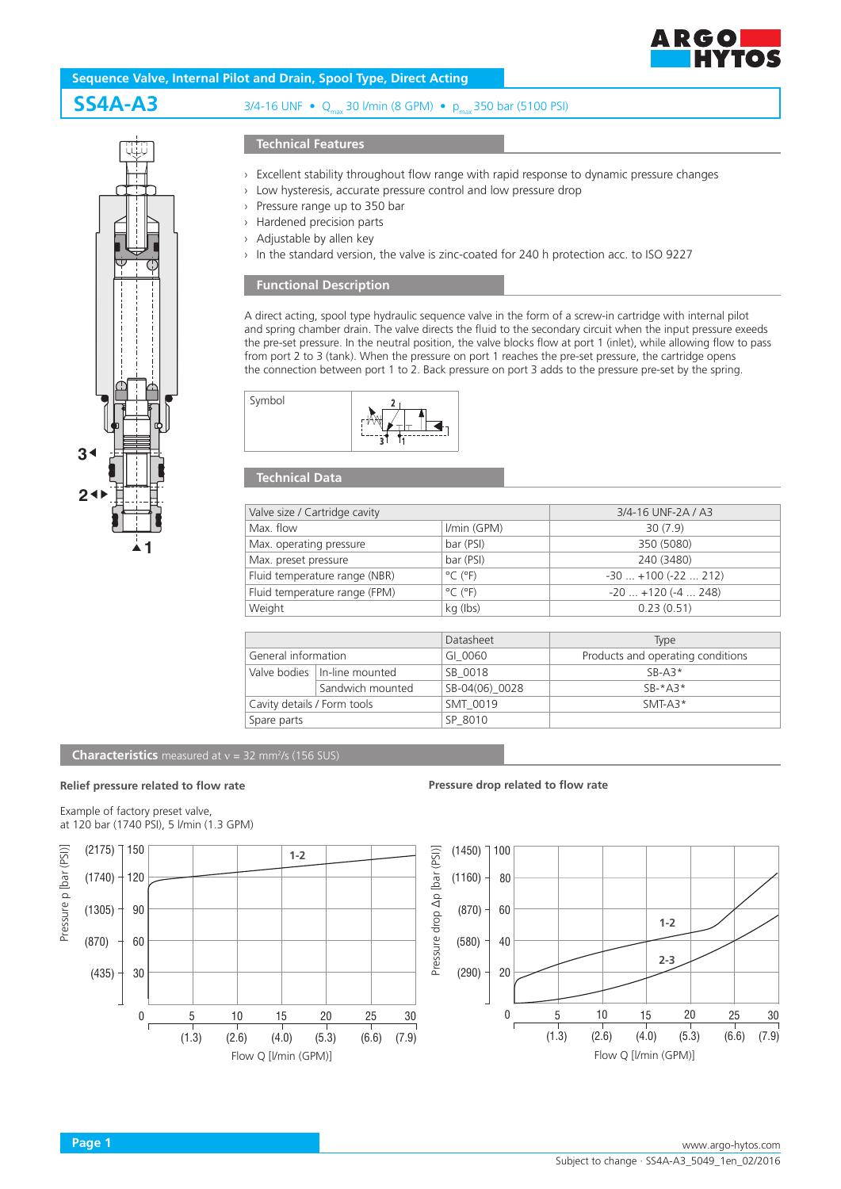## Sequence Valve, Internal Pilot and Drain, Spool Type, Direct Acting

# SS4A-A3

3/4-16 UNF • $Q_{max}$ 30 l/min (8 GPM) • $p_{max}$ 350 bar (5100 PSI)

### Technical Features

- Excellent stability throughout flow range with rapid response to dynamic pressure changes
- Low hysteresis, accurate pressure control and low pressure drop
- Pressure range up to 350 bar
- Hardened precision parts
- Adjustable by allen key
- In the standard version, the valve is zinc-coated for 240 h protection acc. to ISO 9227

### Functional Description

A direct acting, spool type hydraulic sequence valve in the form of a screw-in cartridge with internal pilot and spring chamber drain. The valve directs the fluid to the secondary circuit when the input pressure exeeds the pre-set pressure. In the neutral position, the valve blocks flow at port 1 (inlet), while allowing flow to pass from port 2 to 3 (tank). When the pressure on port 1 reaches the pre-set pressure, the cartridge opens the connection between port 1 to 2. Back pressure on port 3 adds to the pressure pre-set by the spring.

Symbol

### Technical Data

| Valve size / Cartridge cavity | | 3/4-16 UNF-2A / A3 |
|---|---|---|
| Max. flow | l/min (GPM) | 30 (7.9) |
| Max. operating pressure | bar (PSI) | 350 (5080) |
| Max. preset pressure | bar (PSI) | 240 (3480) |
| Fluid temperature range (NBR) | °C (°F) | -30 ... +100 (-22 ... 212) |
| Fluid temperature range (FPM) | °C (°F) | -20 ... +120 (-4 ... 248) |
| Weight | kg (lbs) | 0.23 (0.51) |

| | | Datasheet | Type |
|---|---|---|---|
| General information | | GI_0060 | Products and operating conditions |
| Valve bodies | In-line mounted | SB_0018 | SB-A3* |
| | Sandwich mounted | SB-04(06)_0028 | SB-*A3* |
| Cavity details / Form tools | | SMT_0019 | SMT-A3* |
| Spare parts | | SP_8010 | |

### Characteristics measured at ν = 32 mm²/s (156 SUS)

**Relief pressure related to flow rate**

Example of factory preset valve, at 120 bar (1740 PSI), 5 l/min (1.3 GPM)

**Pressure drop related to flow rate**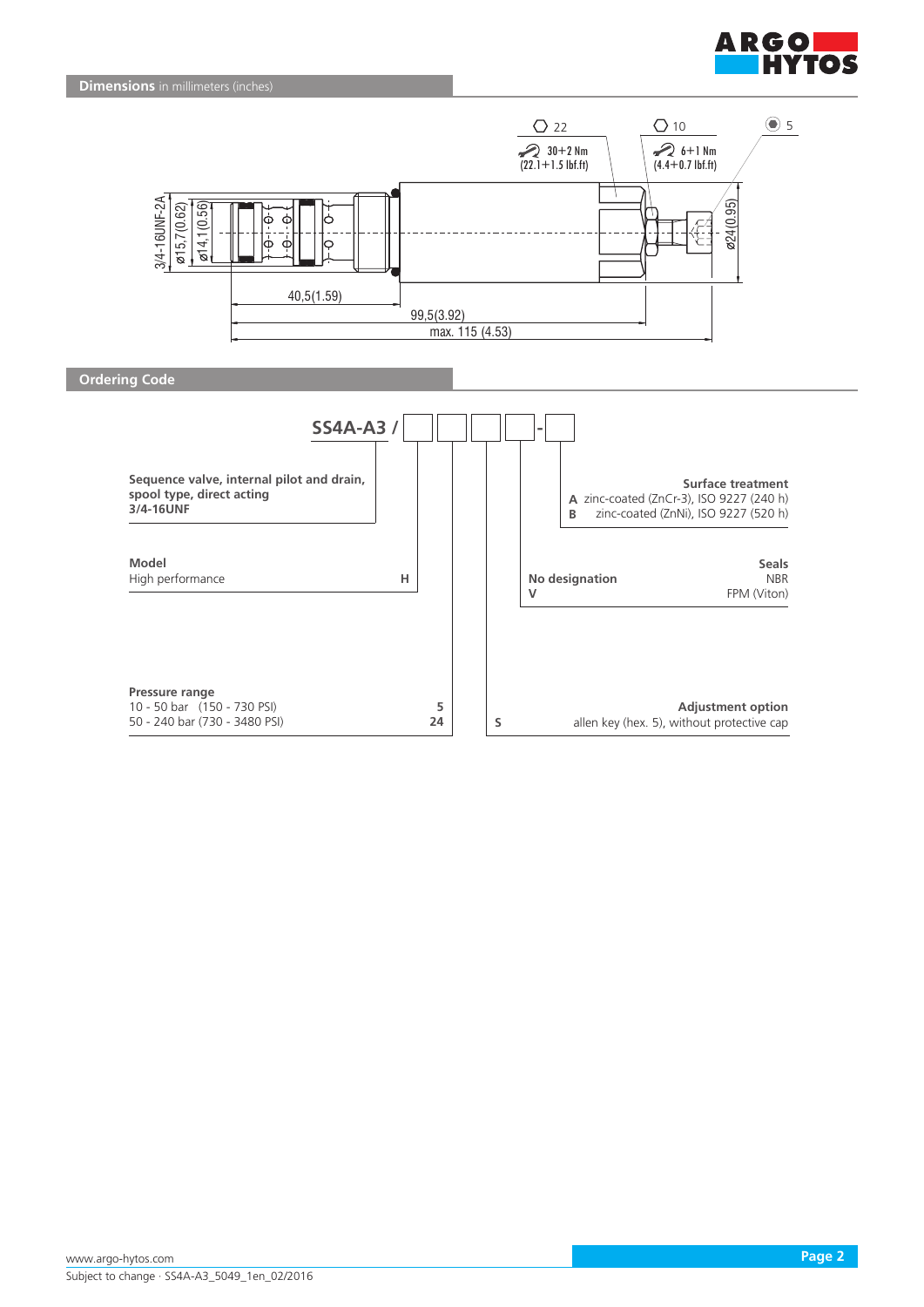## Dimensions in millimeters (inches)

22
30+2 Nm
(22.1+1.5 lbf.ft)

10
6+1 Nm
(4.4+0.7 lbf.ft)

5

3/4-16UNF-2A
ø15,7(0.62)
ø14,1(0.56)
ø24(0.95)

40,5(1.59)
99,5(3.92)
max. 115 (4.53)

## Ordering Code

**SS4A-A3 /** ☐ ☐ ☐ ☐ - ☐

**Sequence valve, internal pilot and drain, spool type, direct acting**
**3/4-16UNF**

**Model**

| | |
|---|---|
| High performance | **H** |

**Pressure range**

| | |
|---|---|
| 10 - 50 bar (150 - 730 PSI) | **5** |
| 50 - 240 bar (730 - 3480 PSI) | **24** |

**Adjustment option**

| | |
|---|---|
| **S** | allen key (hex. 5), without protective cap |

**Seals**

| | |
|---|---|
| **No designation** | NBR |
| **V** | FPM (Viton) |

**Surface treatment**

| | |
|---|---|
| **A** | zinc-coated (ZnCr-3), ISO 9227 (240 h) |
| **B** | zinc-coated (ZnNi), ISO 9227 (520 h) |

www.argo-hytos.com
Subject to change · SS4A-A3_5049_1en_02/2016